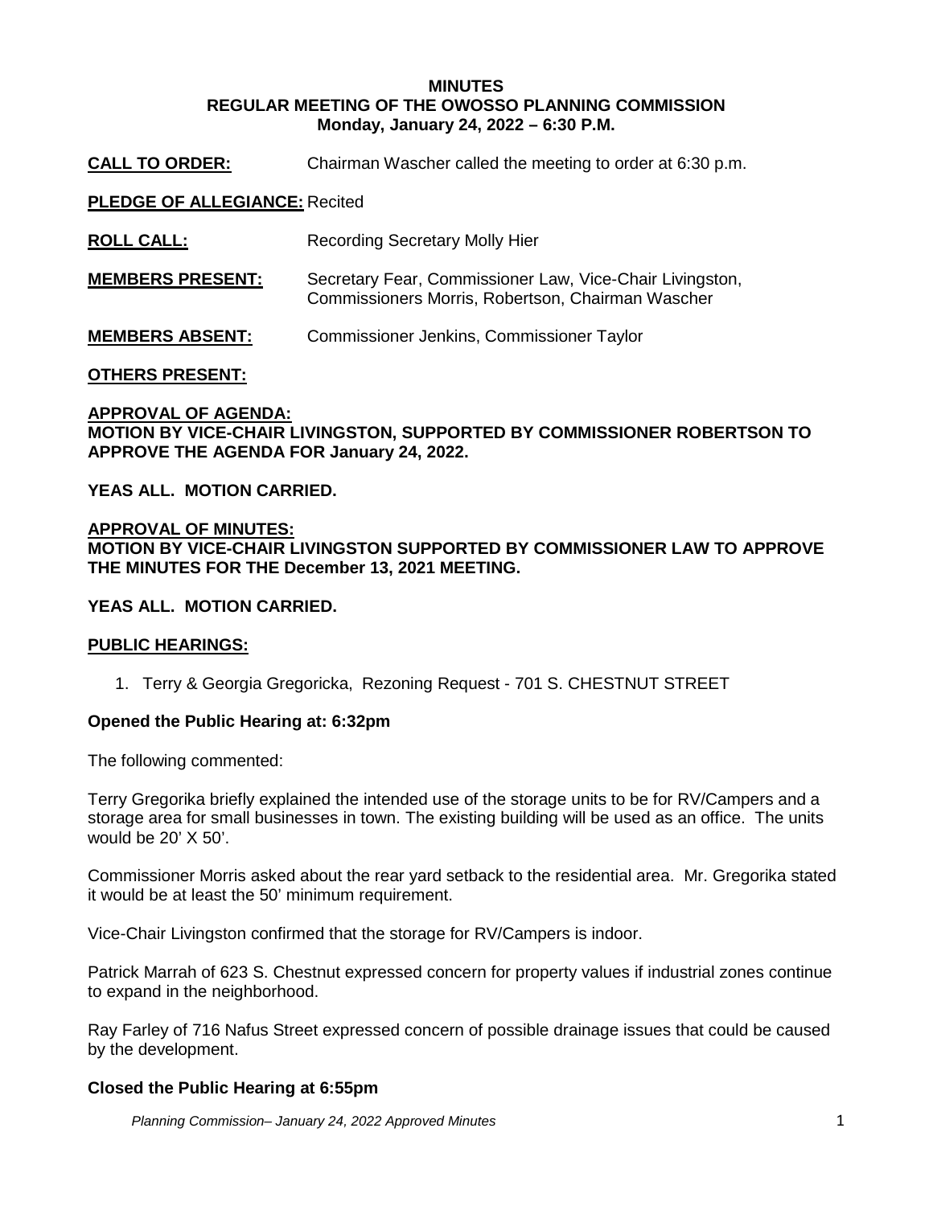# MINUTES
## REGULAR MEETING OF THE OWOSSO PLANNING COMMISSION
### Monday, January 24, 2022 – 6:30 P.M.

**CALL TO ORDER:** Chairman Wascher called the meeting to order at 6:30 p.m.

**PLEDGE OF ALLEGIANCE:** Recited

**ROLL CALL:** Recording Secretary Molly Hier

**MEMBERS PRESENT:** Secretary Fear, Commissioner Law, Vice-Chair Livingston, Commissioners Morris, Robertson, Chairman Wascher

**MEMBERS ABSENT:** Commissioner Jenkins, Commissioner Taylor

**OTHERS PRESENT:**

**APPROVAL OF AGENDA:**
**MOTION BY VICE-CHAIR LIVINGSTON, SUPPORTED BY COMMISSIONER ROBERTSON TO APPROVE THE AGENDA FOR January 24, 2022.**

**YEAS ALL. MOTION CARRIED.**

**APPROVAL OF MINUTES:**
**MOTION BY VICE-CHAIR LIVINGSTON SUPPORTED BY COMMISSIONER LAW TO APPROVE THE MINUTES FOR THE December 13, 2021 MEETING.**

**YEAS ALL. MOTION CARRIED.**

**PUBLIC HEARINGS:**

1. Terry & Georgia Gregoricka, Rezoning Request - 701 S. CHESTNUT STREET

**Opened the Public Hearing at: 6:32pm**

The following commented:

Terry Gregorika briefly explained the intended use of the storage units to be for RV/Campers and a storage area for small businesses in town. The existing building will be used as an office. The units would be 20' X 50'.

Commissioner Morris asked about the rear yard setback to the residential area. Mr. Gregorika stated it would be at least the 50' minimum requirement.

Vice-Chair Livingston confirmed that the storage for RV/Campers is indoor.

Patrick Marrah of 623 S. Chestnut expressed concern for property values if industrial zones continue to expand in the neighborhood.

Ray Farley of 716 Nafus Street expressed concern of possible drainage issues that could be caused by the development.

**Closed the Public Hearing at 6:55pm**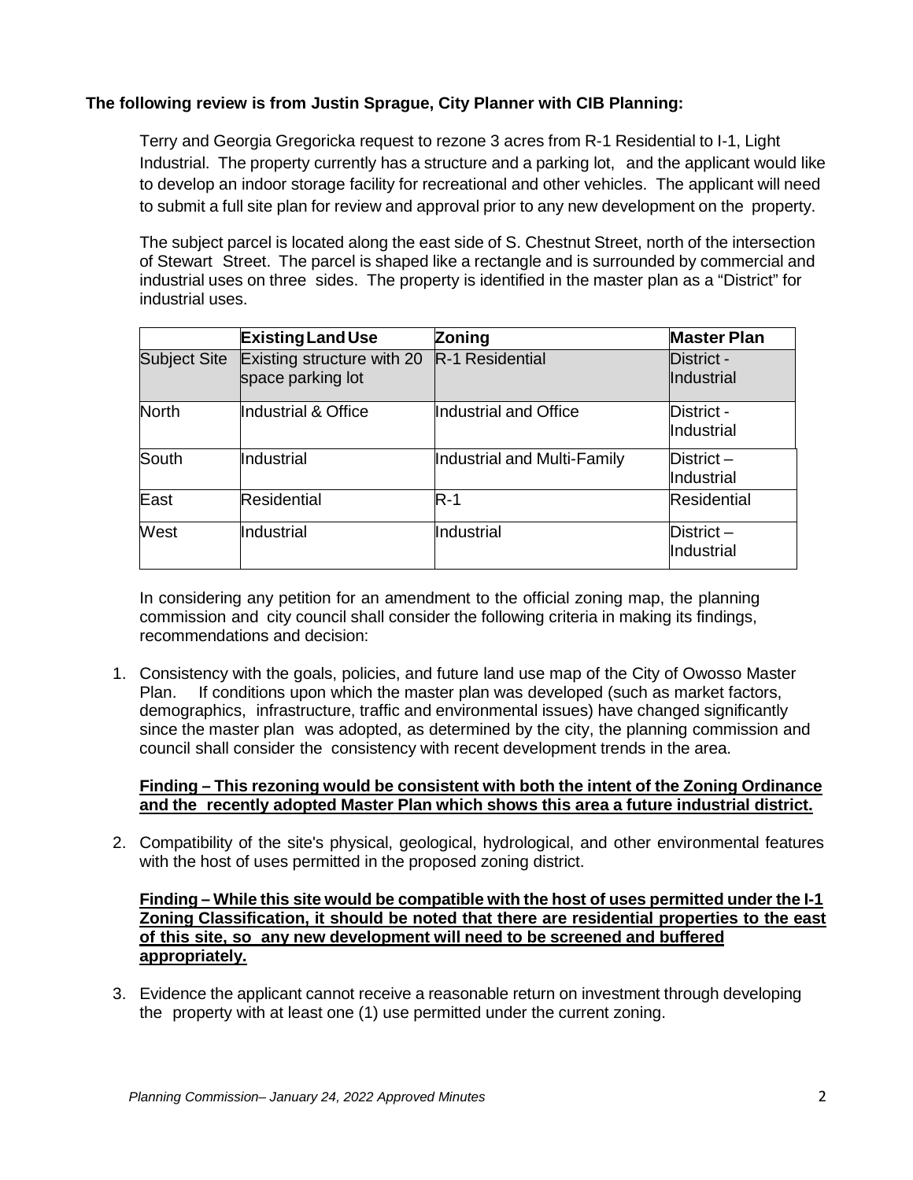**The following review is from Justin Sprague, City Planner with CIB Planning:**

Terry and Georgia Gregoricka request to rezone 3 acres from R-1 Residential to I-1, Light Industrial. The property currently has a structure and a parking lot, and the applicant would like to develop an indoor storage facility for recreational and other vehicles. The applicant will need to submit a full site plan for review and approval prior to any new development on the property.

The subject parcel is located along the east side of S. Chestnut Street, north of the intersection of Stewart Street. The parcel is shaped like a rectangle and is surrounded by commercial and industrial uses on three sides. The property is identified in the master plan as a "District" for industrial uses.

| | Existing Land Use | Zoning | Master Plan |
|---|---|---|---|
| Subject Site | Existing structure with 20 space parking lot | R-1 Residential | District - Industrial |
| North | Industrial & Office | Industrial and Office | District - Industrial |
| South | Industrial | Industrial and Multi-Family | District – Industrial |
| East | Residential | R-1 | Residential |
| West | Industrial | Industrial | District – Industrial |

In considering any petition for an amendment to the official zoning map, the planning commission and city council shall consider the following criteria in making its findings, recommendations and decision:

1. Consistency with the goals, policies, and future land use map of the City of Owosso Master Plan. If conditions upon which the master plan was developed (such as market factors, demographics, infrastructure, traffic and environmental issues) have changed significantly since the master plan was adopted, as determined by the city, the planning commission and council shall consider the consistency with recent development trends in the area.

   **Finding – This rezoning would be consistent with both the intent of the Zoning Ordinance and the recently adopted Master Plan which shows this area a future industrial district.**

2. Compatibility of the site's physical, geological, hydrological, and other environmental features with the host of uses permitted in the proposed zoning district.

   **Finding – While this site would be compatible with the host of uses permitted under the I-1 Zoning Classification, it should be noted that there are residential properties to the east of this site, so any new development will need to be screened and buffered appropriately.**

3. Evidence the applicant cannot receive a reasonable return on investment through developing the property with at least one (1) use permitted under the current zoning.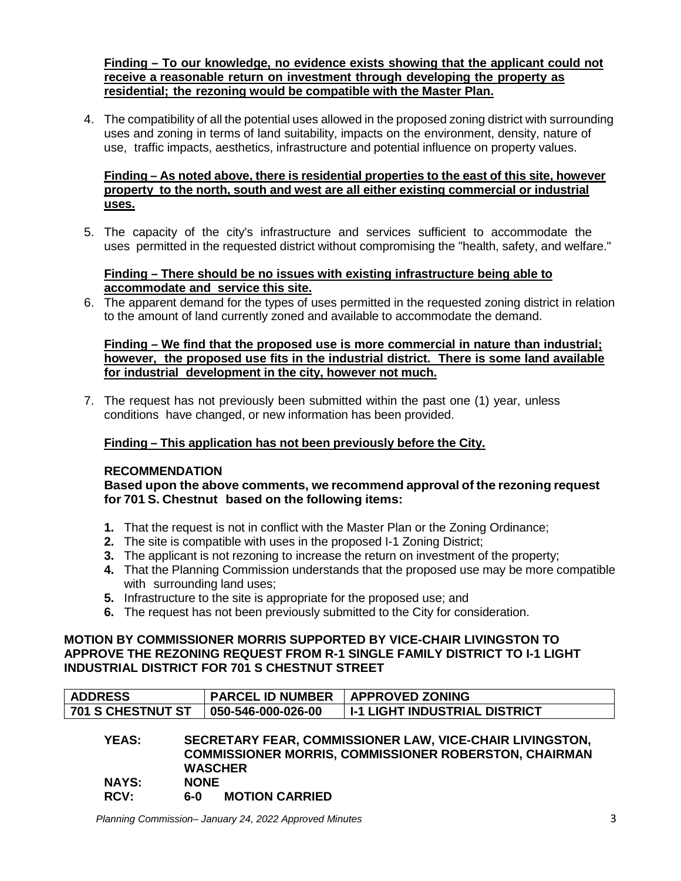**Finding – To our knowledge, no evidence exists showing that the applicant could not receive a reasonable return on investment through developing the property as residential; the rezoning would be compatible with the Master Plan.**

4. The compatibility of all the potential uses allowed in the proposed zoning district with surrounding uses and zoning in terms of land suitability, impacts on the environment, density, nature of use, traffic impacts, aesthetics, infrastructure and potential influence on property values.

**Finding – As noted above, there is residential properties to the east of this site, however property to the north, south and west are all either existing commercial or industrial uses.**

5. The capacity of the city's infrastructure and services sufficient to accommodate the uses permitted in the requested district without compromising the "health, safety, and welfare."

**Finding – There should be no issues with existing infrastructure being able to accommodate and service this site.**

6. The apparent demand for the types of uses permitted in the requested zoning district in relation to the amount of land currently zoned and available to accommodate the demand.

**Finding – We find that the proposed use is more commercial in nature than industrial; however, the proposed use fits in the industrial district. There is some land available for industrial development in the city, however not much.**

7. The request has not previously been submitted within the past one (1) year, unless conditions have changed, or new information has been provided.

**Finding – This application has not been previously before the City.**

**RECOMMENDATION**

**Based upon the above comments, we recommend approval of the rezoning request for 701 S. Chestnut based on the following items:**

1. That the request is not in conflict with the Master Plan or the Zoning Ordinance;
2. The site is compatible with uses in the proposed I-1 Zoning District;
3. The applicant is not rezoning to increase the return on investment of the property;
4. That the Planning Commission understands that the proposed use may be more compatible with surrounding land uses;
5. Infrastructure to the site is appropriate for the proposed use; and
6. The request has not been previously submitted to the City for consideration.

**MOTION BY COMMISSIONER MORRIS SUPPORTED BY VICE-CHAIR LIVINGSTON TO APPROVE THE REZONING REQUEST FROM R-1 SINGLE FAMILY DISTRICT TO I-1 LIGHT INDUSTRIAL DISTRICT FOR 701 S CHESTNUT STREET**

| ADDRESS | PARCEL ID NUMBER | APPROVED ZONING |
|---|---|---|
| 701 S CHESTNUT ST | 050-546-000-026-00 | I-1 LIGHT INDUSTRIAL DISTRICT |

**YEAS:** SECRETARY FEAR, COMMISSIONER LAW, VICE-CHAIR LIVINGSTON, COMMISSIONER MORRIS, COMMISSIONER ROBERSTON, CHAIRMAN WASCHER
**NAYS:** NONE
**RCV:** 6-0 MOTION CARRIED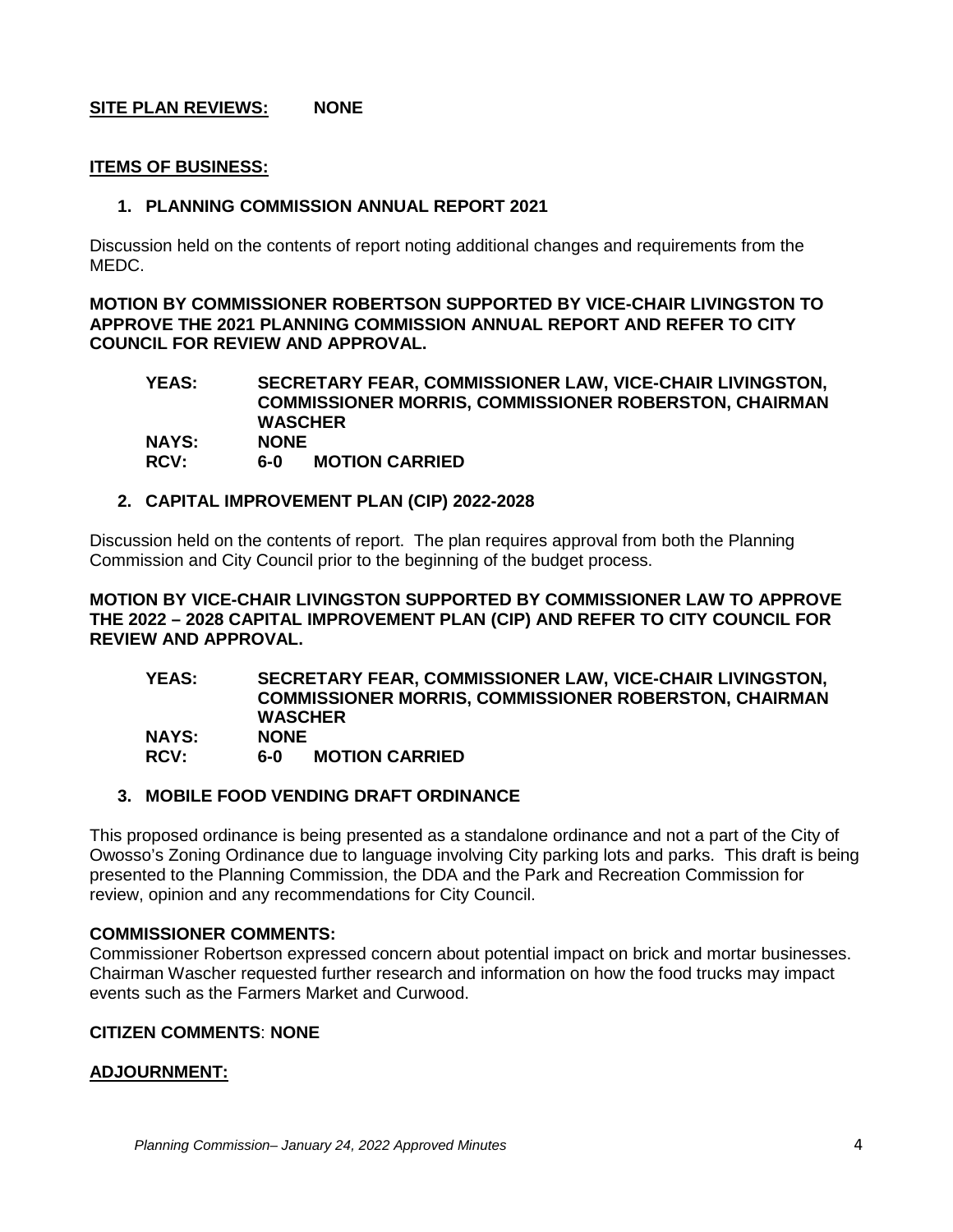**SITE PLAN REVIEWS:** **NONE**

**ITEMS OF BUSINESS:**

**1. PLANNING COMMISSION ANNUAL REPORT 2021**

Discussion held on the contents of report noting additional changes and requirements from the MEDC.

**MOTION BY COMMISSIONER ROBERTSON SUPPORTED BY VICE-CHAIR LIVINGSTON TO APPROVE THE 2021 PLANNING COMMISSION ANNUAL REPORT AND REFER TO CITY COUNCIL FOR REVIEW AND APPROVAL.**

**YEAS:** **SECRETARY FEAR, COMMISSIONER LAW, VICE-CHAIR LIVINGSTON, COMMISSIONER MORRIS, COMMISSIONER ROBERSTON, CHAIRMAN WASCHER**
**NAYS:** **NONE**
**RCV:** **6-0 MOTION CARRIED**

**2. CAPITAL IMPROVEMENT PLAN (CIP) 2022-2028**

Discussion held on the contents of report. The plan requires approval from both the Planning Commission and City Council prior to the beginning of the budget process.

**MOTION BY VICE-CHAIR LIVINGSTON SUPPORTED BY COMMISSIONER LAW TO APPROVE THE 2022 – 2028 CAPITAL IMPROVEMENT PLAN (CIP) AND REFER TO CITY COUNCIL FOR REVIEW AND APPROVAL.**

**YEAS:** **SECRETARY FEAR, COMMISSIONER LAW, VICE-CHAIR LIVINGSTON, COMMISSIONER MORRIS, COMMISSIONER ROBERSTON, CHAIRMAN WASCHER**
**NAYS:** **NONE**
**RCV:** **6-0 MOTION CARRIED**

**3. MOBILE FOOD VENDING DRAFT ORDINANCE**

This proposed ordinance is being presented as a standalone ordinance and not a part of the City of Owosso's Zoning Ordinance due to language involving City parking lots and parks. This draft is being presented to the Planning Commission, the DDA and the Park and Recreation Commission for review, opinion and any recommendations for City Council.

**COMMISSIONER COMMENTS:**
Commissioner Robertson expressed concern about potential impact on brick and mortar businesses. Chairman Wascher requested further research and information on how the food trucks may impact events such as the Farmers Market and Curwood.

**CITIZEN COMMENTS**: **NONE**

**ADJOURNMENT:**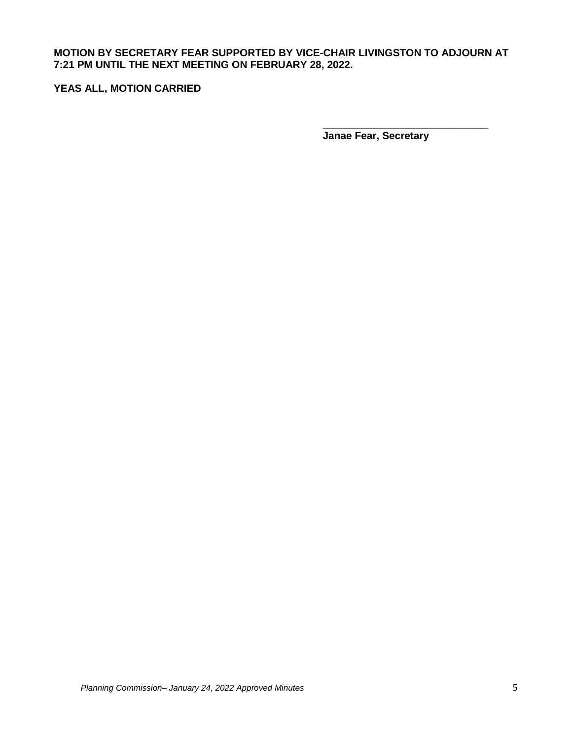**MOTION BY SECRETARY FEAR SUPPORTED BY VICE-CHAIR LIVINGSTON TO ADJOURN AT 7:21 PM UNTIL THE NEXT MEETING ON FEBRUARY 28, 2022.**

**YEAS ALL, MOTION CARRIED**

_______________________________

**Janae Fear, Secretary**